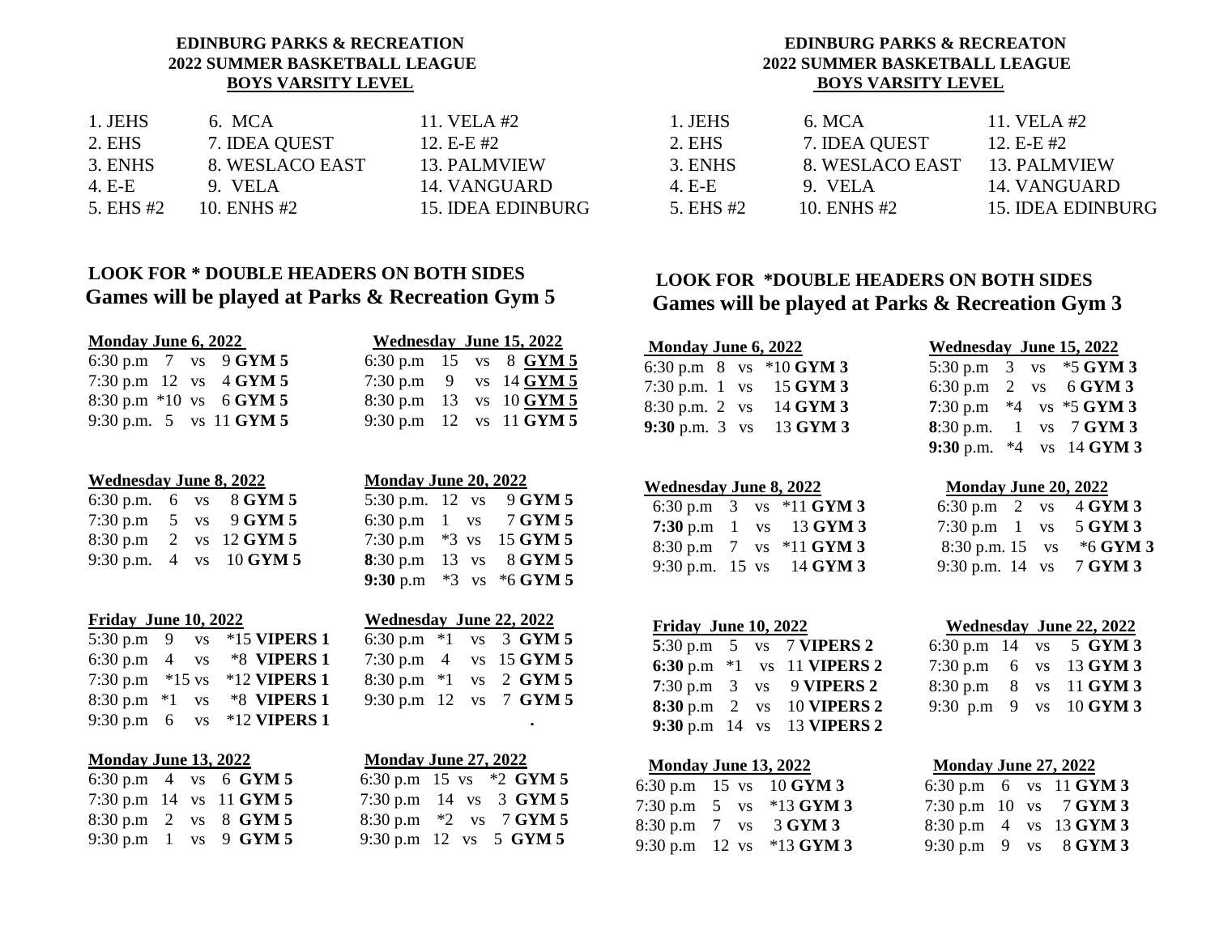**EDINBURG PARKS & RECREATION**
**2022 SUMMER BASKETBALL LEAGUE**
**BOYS VARSITY LEVEL**

| | | |
|---|---|---|
| 1. JEHS | 6. MCA | 11. VELA #2 |
| 2. EHS | 7. IDEA QUEST | 12. E-E #2 |
| 3. ENHS | 8. WESLACO EAST | 13. PALMVIEW |
| 4. E-E | 9. VELA | 14. VANGUARD |
| 5. EHS #2 | 10. ENHS #2 | 15. IDEA EDINBURG |

## LOOK FOR * DOUBLE HEADERS ON BOTH SIDES
## Games will be played at Parks & Recreation Gym 5

**Monday June 6, 2022**

6:30 p.m 7 vs 9 **GYM 5**
7:30 p.m 12 vs 4 **GYM 5**
8:30 p.m *10 vs 6 **GYM 5**
9:30 p.m. 5 vs 11 **GYM 5**

**Wednesday June 8, 2022**

6:30 p.m. 6 vs 8 **GYM 5**
7:30 p.m 5 vs 9 **GYM 5**
8:30 p.m 2 vs 12 **GYM 5**
9:30 p.m. 4 vs 10 **GYM 5**

**Friday June 10, 2022**

5:30 p.m 9 vs *15 **VIPERS 1**
6:30 p.m 4 vs *8 **VIPERS 1**
7:30 p.m *15 vs *12 **VIPERS 1**
8:30 p.m *1 vs *8 **VIPERS 1**
9:30 p.m 6 vs *12 **VIPERS 1**

**Monday June 13, 2022**

6:30 p.m 4 vs 6 **GYM 5**
7:30 p.m 14 vs 11 **GYM 5**
8:30 p.m 2 vs 8 **GYM 5**
9:30 p.m 1 vs 9 **GYM 5**

**Wednesday June 15, 2022**

6:30 p.m 15 vs 8 **GYM 5**
7:30 p.m 9 vs 14 **GYM 5**
8:30 p.m 13 vs 10 **GYM 5**
9:30 p.m 12 vs 11 **GYM 5**

**Monday June 20, 2022**

5:30 p.m. 12 vs 9 **GYM 5**
6:30 p.m 1 vs 7 **GYM 5**
7:30 p.m *3 vs 15 **GYM 5**
**8**:30 p.m 13 vs 8 **GYM 5**
**9:30** p.m *3 vs *6 **GYM 5**

**Wednesday June 22, 2022**

6:30 p.m *1 vs 3 **GYM 5**
7:30 p.m 4 vs 15 **GYM 5**
8:30 p.m *1 vs 2 **GYM 5**
9:30 p.m 12 vs 7 **GYM 5**

**Monday June 27, 2022**

6:30 p.m 15 vs *2 **GYM 5**
7:30 p.m 14 vs 3 **GYM 5**
8:30 p.m *2 vs 7 **GYM 5**
9:30 p.m 12 vs 5 **GYM 5**

**EDINBURG PARKS & RECREATON**
**2022 SUMMER BASKETBALL LEAGUE**
**BOYS VARSITY LEVEL**

| | | |
|---|---|---|
| 1. JEHS | 6. MCA | 11. VELA #2 |
| 2. EHS | 7. IDEA QUEST | 12. E-E #2 |
| 3. ENHS | 8. WESLACO EAST | 13. PALMVIEW |
| 4. E-E | 9. VELA | 14. VANGUARD |
| 5. EHS #2 | 10. ENHS #2 | 15. IDEA EDINBURG |

## LOOK FOR *DOUBLE HEADERS ON BOTH SIDES
## Games will be played at Parks & Recreation Gym 3

**Monday June 6, 2022**

6:30 p.m 8 vs *10 **GYM 3**
7:30 p.m. 1 vs 15 **GYM 3**
8:30 p.m. 2 vs 14 **GYM 3**
**9:30** p.m. 3 vs 13 **GYM 3**

**Wednesday June 8, 2022**

6:30 p.m 3 vs *11 **GYM 3**
**7:30** p.m 1 vs 13 **GYM 3**
8:30 p.m 7 vs *11 **GYM 3**
9:30 p.m. 15 vs 14 **GYM 3**

**Friday June 10, 2022**

**5**:30 p.m 5 vs 7 **VIPERS 2**
**6:30** p.m *1 vs 11 **VIPERS 2**
**7**:30 p.m 3 vs 9 **VIPERS 2**
**8:30** p.m 2 vs 10 **VIPERS 2**
**9:30** p.m 14 vs 13 **VIPERS 2**

**Monday June 13, 2022**

6:30 p.m 15 vs 10 **GYM 3**
7:30 p.m 5 vs *13 **GYM 3**
8:30 p.m 7 vs 3 **GYM 3**
9:30 p.m 12 vs *13 **GYM 3**

**Wednesday June 15, 2022**

5:30 p.m 3 vs *5 **GYM 3**
6:30 p.m 2 vs 6 **GYM 3**
**7**:30 p.m *4 vs *5 **GYM 3**
**8**:30 p.m. 1 vs 7 **GYM 3**
**9:30** p.m. *4 vs 14 **GYM 3**

**Monday June 20, 2022**

6:30 p.m 2 vs 4 **GYM 3**
7:30 p.m 1 vs 5 **GYM 3**
8:30 p.m. 15 vs *6 **GYM 3**
9:30 p.m. 14 vs 7 **GYM 3**

**Wednesday June 22, 2022**

6:30 p.m 14 vs 5 **GYM 3**
7:30 p.m 6 vs 13 **GYM 3**
8:30 p.m 8 vs 11 **GYM 3**
9:30 p.m 9 vs 10 **GYM 3**

**Monday June 27, 2022**

6:30 p.m 6 vs 11 **GYM 3**
7:30 p.m 10 vs 7 **GYM 3**
8:30 p.m 4 vs 13 **GYM 3**
9:30 p.m 9 vs 8 **GYM 3**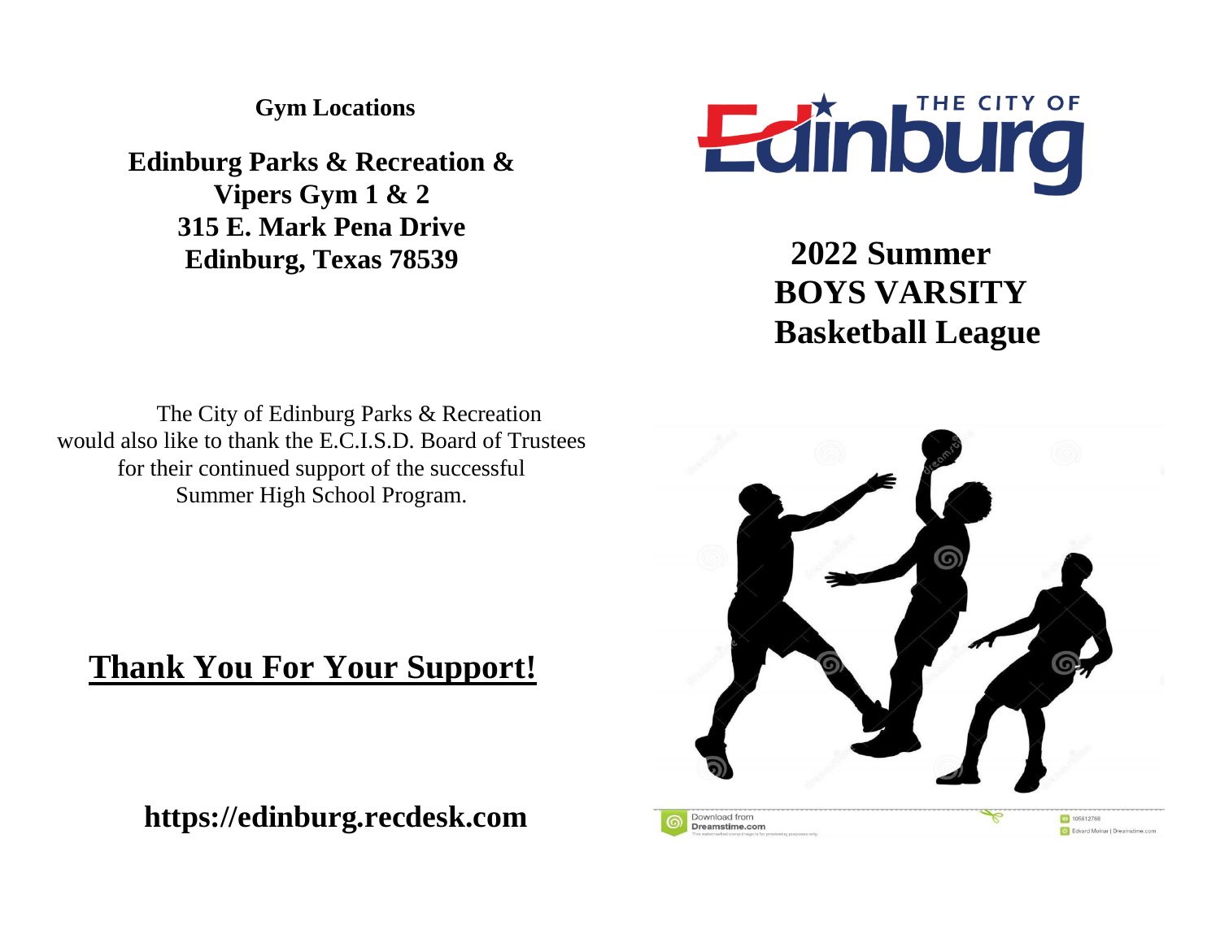**Gym Locations**

**Edinburg Parks & Recreation & Vipers Gym 1 & 2**
**315 E. Mark Pena Drive**
**Edinburg, Texas 78539**

The City of Edinburg Parks & Recreation would also like to thank the E.C.I.S.D. Board of Trustees for their continued support of the successful Summer High School Program.

## Thank You For Your Support!

**https://edinburg.recdesk.com**

THE CITY OF Edinburg

# 2022 Summer BOYS VARSITY Basketball League